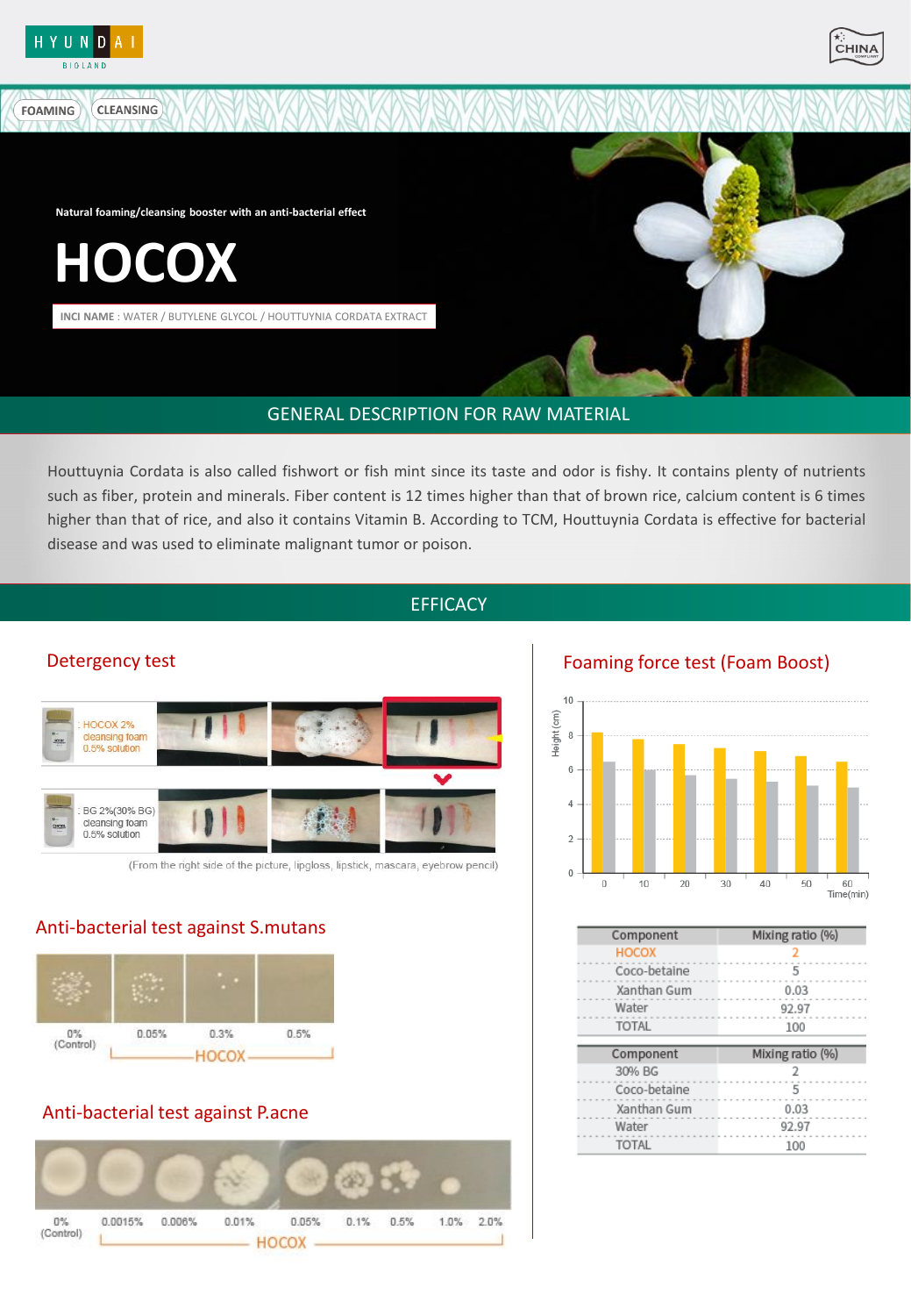FOAMING CLEANSING

Natural foaming/cleansing booster with an anti-bacterial effect

# HOCOX

**INCI NAME** : WATER / BUTYLENE GLYCOL / HOUTTUYNIA CORDATA EXTRACT

## GENERAL DESCRIPTION FOR RAW MATERIAL

Houttuynia Cordata is also called fishwort or fish mint since its taste and odor is fishy. It contains plenty of nutrients such as fiber, protein and minerals. Fiber content is 12 times higher than that of brown rice, calcium content is 6 times higher than that of rice, and also it contains Vitamin B. According to TCM, Houttuynia Cordata is effective for bacterial disease and was used to eliminate malignant tumor or poison.

## EFFICACY

### Detergency test

HOCOX 2% cleansing foam 0.5% solution

BG 2%(30% BG) cleansing foam 0.5% solution

(From the right side of the picture, lipgloss, lipstick, mascara, eyebrow pencil)

### Anti-bacterial test against S.mutans

0% (Control) | 0.05% | 0.3% | 0.5% — HOCOX

### Anti-bacterial test against P.acne

0% (Control) | 0.0015% | 0.006% | 0.01% | 0.05% | 0.1% | 0.5% | 1.0% | 2.0% — HOCOX

### Foaming force test (Foam Boost)

Height (cm) vs Time(min): 0, 10, 20, 30, 40, 50, 60

| Component | Mixing ratio (%) |
|---|---|
| HOCOX | 2 |
| Coco-betaine | 5 |
| Xanthan Gum | 0.03 |
| Water | 92.97 |
| TOTAL | 100 |

| Component | Mixing ratio (%) |
|---|---|
| 30% BG | 2 |
| Coco-betaine | 5 |
| Xanthan Gum | 0.03 |
| Water | 92.97 |
| TOTAL | 100 |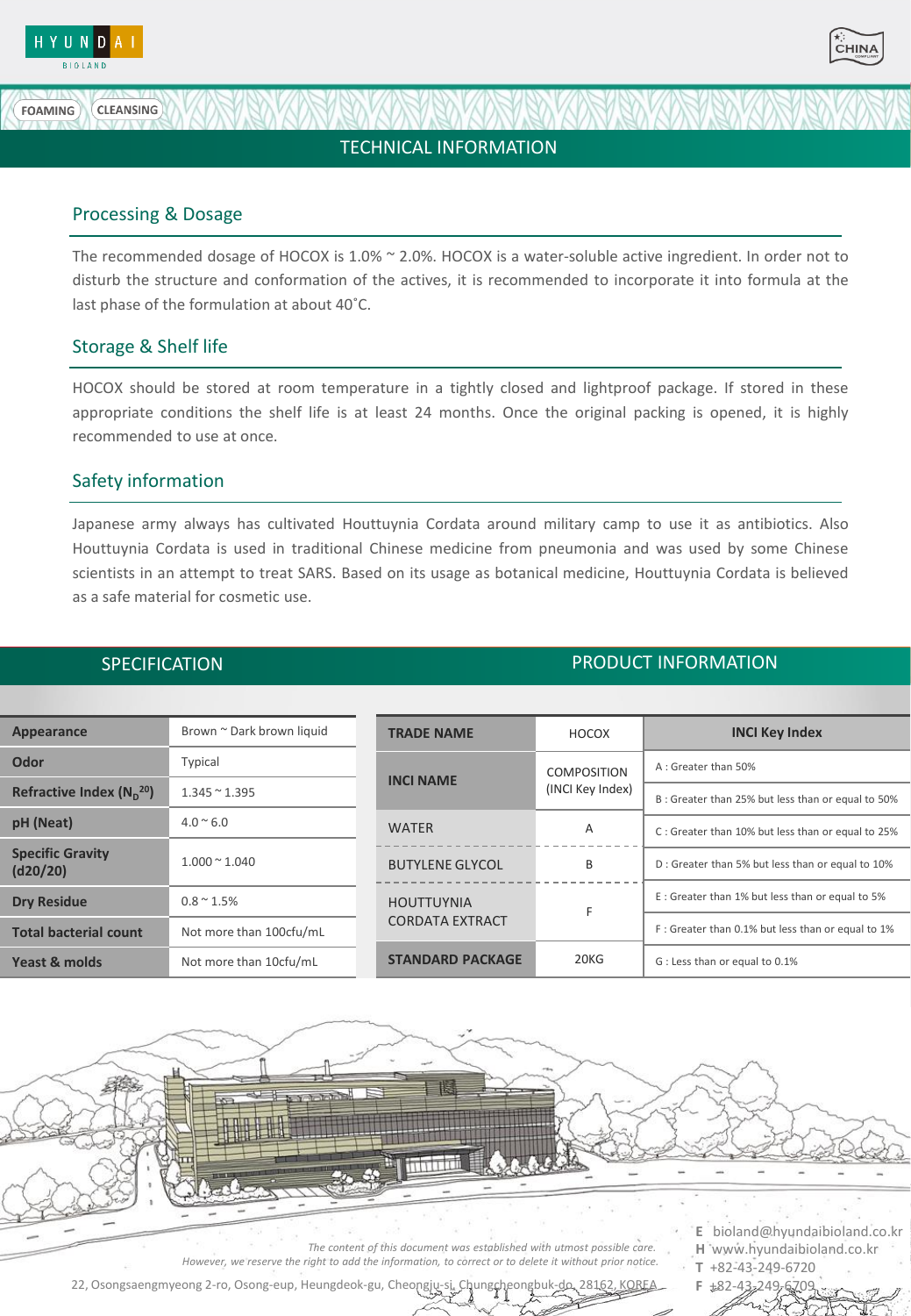FOAMING CLEANSING

# TECHNICAL INFORMATION

## Processing & Dosage

The recommended dosage of HOCOX is 1.0% ~ 2.0%. HOCOX is a water-soluble active ingredient. In order not to disturb the structure and conformation of the actives, it is recommended to incorporate it into formula at the last phase of the formulation at about 40˚C.

## Storage & Shelf life

HOCOX should be stored at room temperature in a tightly closed and lightproof package. If stored in these appropriate conditions the shelf life is at least 24 months. Once the original packing is opened, it is highly recommended to use at once.

## Safety information

Japanese army always has cultivated Houttuynia Cordata around military camp to use it as antibiotics. Also Houttuynia Cordata is used in traditional Chinese medicine from pneumonia and was used by some Chinese scientists in an attempt to treat SARS. Based on its usage as botanical medicine, Houttuynia Cordata is believed as a safe material for cosmetic use.

## SPECIFICATION

| | |
|---|---|
| **Appearance** | Brown ~ Dark brown liquid |
| **Odor** | Typical |
| **Refractive Index ($N_D^{20}$)** | 1.345 ~ 1.395 |
| **pH (Neat)** | 4.0 ~ 6.0 |
| **Specific Gravity (d20/20)** | 1.000 ~ 1.040 |
| **Dry Residue** | 0.8 ~ 1.5% |
| **Total bacterial count** | Not more than 100cfu/mL |
| **Yeast & molds** | Not more than 10cfu/mL |

## PRODUCT INFORMATION

| **TRADE NAME** | HOCOX |
|---|---|
| **INCI NAME** | COMPOSITION (INCI Key Index) |
| WATER | A |
| BUTYLENE GLYCOL | B |
| HOUTTUYNIA CORDATA EXTRACT | F |
| **STANDARD PACKAGE** | 20KG |

| **INCI Key Index** |
|---|
| A : Greater than 50% |
| B : Greater than 25% but less than or equal to 50% |
| C : Greater than 10% but less than or equal to 25% |
| D : Greater than 5% but less than or equal to 10% |
| E : Greater than 1% but less than or equal to 5% |
| F : Greater than 0.1% but less than or equal to 1% |
| G : Less than or equal to 0.1% |

*The content of this document was established with utmost possible care. However, we reserve the right to add the information, to correct or to delete it without prior notice.*

22, Osongsaengmyeong 2-ro, Osong-eup, Heungdeok-gu, Cheongju-si, Chungcheongbuk-do, 28162, KOREA

E bioland@hyundaibioland.co.kr
H www.hyundaibioland.co.kr
T +82-43-249-6720
F +82-43-249-6709